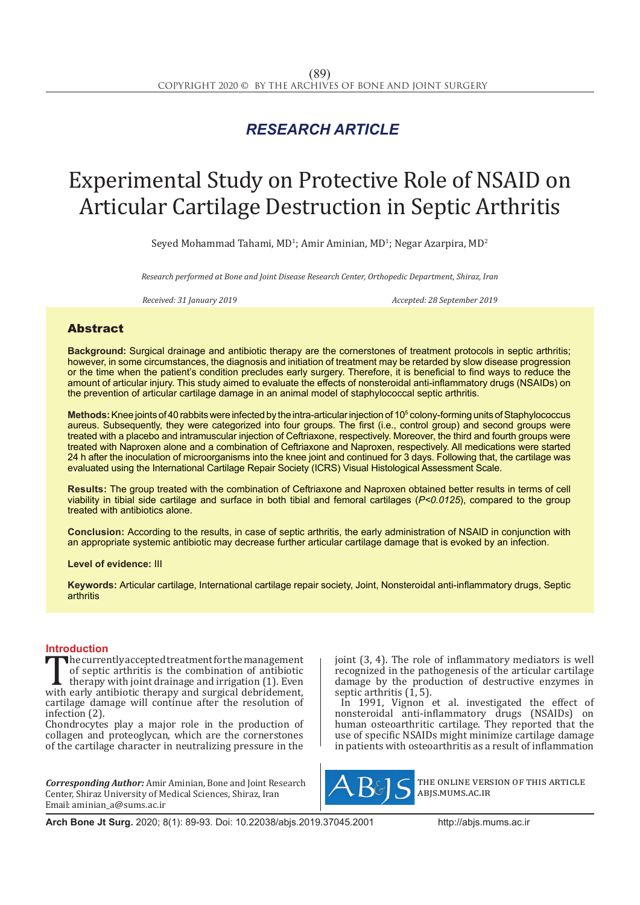*RESEARCH ARTICLE*

# Experimental Study on Protective Role of NSAID on Articular Cartilage Destruction in Septic Arthritis

Seyed Mohammad Tahami, MD[1]; Amir Aminian, MD[1]; Negar Azarpira, MD[2]

*Research performed at Bone and Joint Disease Research Center, Orthopedic Department, Shiraz, Iran*

*Received: 31 January 2019* *Accepted: 28 September 2019*

## Abstract

**Background:** Surgical drainage and antibiotic therapy are the cornerstones of treatment protocols in septic arthritis; however, in some circumstances, the diagnosis and initiation of treatment may be retarded by slow disease progression or the time when the patient's condition precludes early surgery. Therefore, it is beneficial to find ways to reduce the amount of articular injury. This study aimed to evaluate the effects of nonsteroidal anti-inflammatory drugs (NSAIDs) on the prevention of articular cartilage damage in an animal model of staphylococcal septic arthritis.

**Methods:** Knee joints of 40 rabbits were infected by the intra-articular injection of $10^5$ colony-forming units of Staphylococcus aureus. Subsequently, they were categorized into four groups. The first (i.e., control group) and second groups were treated with a placebo and intramuscular injection of Ceftriaxone, respectively. Moreover, the third and fourth groups were treated with Naproxen alone and a combination of Ceftriaxone and Naproxen, respectively. All medications were started 24 h after the inoculation of microorganisms into the knee joint and continued for 3 days. Following that, the cartilage was evaluated using the International Cartilage Repair Society (ICRS) Visual Histological Assessment Scale.

**Results:** The group treated with the combination of Ceftriaxone and Naproxen obtained better results in terms of cell viability in tibial side cartilage and surface in both tibial and femoral cartilages ($P<0.0125$), compared to the group treated with antibiotics alone.

**Conclusion:** According to the results, in case of septic arthritis, the early administration of NSAID in conjunction with an appropriate systemic antibiotic may decrease further articular cartilage damage that is evoked by an infection.

**Level of evidence:** III

**Keywords:** Articular cartilage, International cartilage repair society, Joint, Nonsteroidal anti-inflammatory drugs, Septic arthritis

## Introduction

The currently accepted treatment for the management of septic arthritis is the combination of antibiotic therapy with joint drainage and irrigation (1). Even with early antibiotic therapy and surgical debridement, cartilage damage will continue after the resolution of infection (2).

Chondrocytes play a major role in the production of collagen and proteoglycan, which are the cornerstones of the cartilage character in neutralizing pressure in the joint (3, 4). The role of inflammatory mediators is well recognized in the pathogenesis of the articular cartilage damage by the production of destructive enzymes in septic arthritis (1, 5).

In 1991, Vignon et al. investigated the effect of nonsteroidal anti-inflammatory drugs (NSAIDs) on human osteoarthritic cartilage. They reported that the use of specific NSAIDs might minimize cartilage damage in patients with osteoarthritis as a result of inflammation

***Corresponding Author:*** Amir Aminian, Bone and Joint Research Center, Shiraz University of Medical Sciences, Shiraz, Iran
Email: aminian_a@sums.ac.ir

THE ONLINE VERSION OF THIS ARTICLE ABJS.MUMS.AC.IR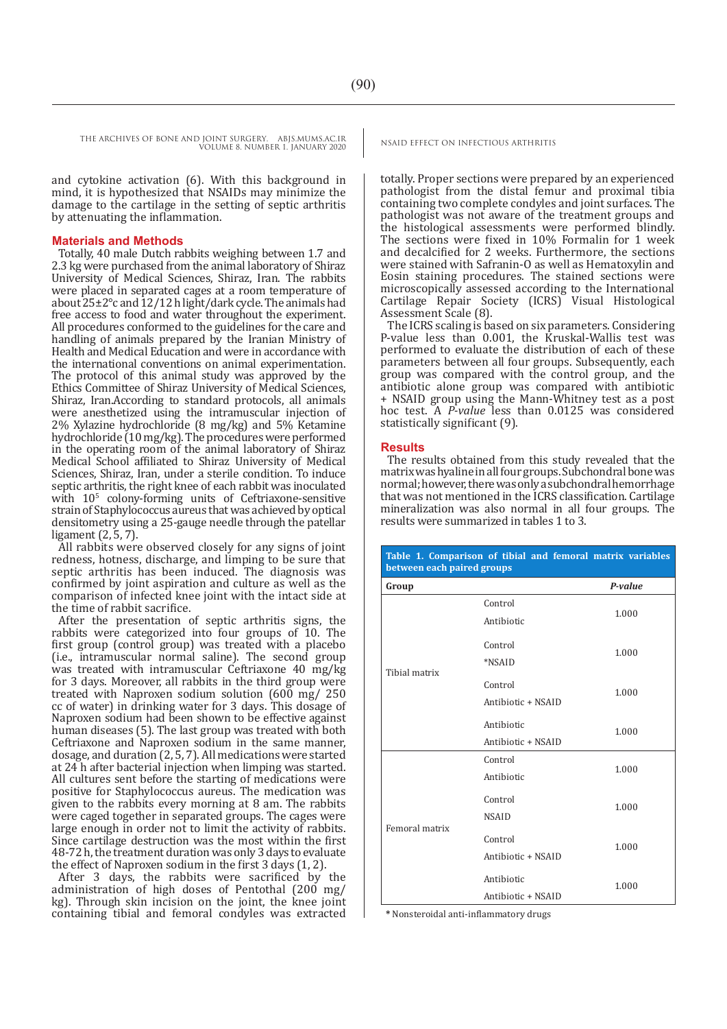and cytokine activation (6). With this background in mind, it is hypothesized that NSAIDs may minimize the damage to the cartilage in the setting of septic arthritis by attenuating the inflammation.

## Materials and Methods

Totally, 40 male Dutch rabbits weighing between 1.7 and 2.3 kg were purchased from the animal laboratory of Shiraz University of Medical Sciences, Shiraz, Iran. The rabbits were placed in separated cages at a room temperature of about 25±2°c and 12/12 h light/dark cycle. The animals had free access to food and water throughout the experiment. All procedures conformed to the guidelines for the care and handling of animals prepared by the Iranian Ministry of Health and Medical Education and were in accordance with the international conventions on animal experimentation. The protocol of this animal study was approved by the Ethics Committee of Shiraz University of Medical Sciences, Shiraz, Iran.According to standard protocols, all animals were anesthetized using the intramuscular injection of 2% Xylazine hydrochloride (8 mg/kg) and 5% Ketamine hydrochloride (10 mg/kg). The procedures were performed in the operating room of the animal laboratory of Shiraz Medical School affiliated to Shiraz University of Medical Sciences, Shiraz, Iran, under a sterile condition. To induce septic arthritis, the right knee of each rabbit was inoculated with $10^5$ colony-forming units of Ceftriaxone-sensitive strain of Staphylococcus aureus that was achieved by optical densitometry using a 25-gauge needle through the patellar ligament (2, 5, 7).

All rabbits were observed closely for any signs of joint redness, hotness, discharge, and limping to be sure that septic arthritis has been induced. The diagnosis was confirmed by joint aspiration and culture as well as the comparison of infected knee joint with the intact side at the time of rabbit sacrifice.

After the presentation of septic arthritis signs, the rabbits were categorized into four groups of 10. The first group (control group) was treated with a placebo (i.e., intramuscular normal saline). The second group was treated with intramuscular Ceftriaxone 40 mg/kg for 3 days. Moreover, all rabbits in the third group were treated with Naproxen sodium solution (600 mg/ 250 cc of water) in drinking water for 3 days. This dosage of Naproxen sodium had been shown to be effective against human diseases (5). The last group was treated with both Ceftriaxone and Naproxen sodium in the same manner, dosage, and duration (2, 5, 7). All medications were started at 24 h after bacterial injection when limping was started. All cultures sent before the starting of medications were positive for Staphylococcus aureus. The medication was given to the rabbits every morning at 8 am. The rabbits were caged together in separated groups. The cages were large enough in order not to limit the activity of rabbits. Since cartilage destruction was the most within the first 48-72 h, the treatment duration was only 3 days to evaluate the effect of Naproxen sodium in the first 3 days (1, 2).

After 3 days, the rabbits were sacrificed by the administration of high doses of Pentothal (200 mg/kg). Through skin incision on the joint, the knee joint containing tibial and femoral condyles was extracted totally. Proper sections were prepared by an experienced pathologist from the distal femur and proximal tibia containing two complete condyles and joint surfaces. The pathologist was not aware of the treatment groups and the histological assessments were performed blindly. The sections were fixed in 10% Formalin for 1 week and decalcified for 2 weeks. Furthermore, the sections were stained with Safranin-O as well as Hematoxylin and Eosin staining procedures. The stained sections were microscopically assessed according to the International Cartilage Repair Society (ICRS) Visual Histological Assessment Scale (8).

The ICRS scaling is based on six parameters. Considering P-value less than 0.001, the Kruskal-Wallis test was performed to evaluate the distribution of each of these parameters between all four groups. Subsequently, each group was compared with the control group, and the antibiotic alone group was compared with antibiotic + NSAID group using the Mann-Whitney test as a post hoc test. A *P-value* less than 0.0125 was considered statistically significant (9).

## Results

The results obtained from this study revealed that the matrix was hyaline in all four groups. Subchondral bone was normal; however, there was only a subchondral hemorrhage that was not mentioned in the ICRS classification. Cartilage mineralization was also normal in all four groups. The results were summarized in tables 1 to 3.

**Table 1. Comparison of tibial and femoral matrix variables between each paired groups**

| Group | | *P-value* |
|---|---|---|
| Tibial matrix | Control<br>Antibiotic | 1.000 |
| | Control<br>*NSAID | 1.000 |
| | Control<br>Antibiotic + NSAID | 1.000 |
| | Antibiotic<br>Antibiotic + NSAID | 1.000 |
| Femoral matrix | Control<br>Antibiotic | 1.000 |
| | Control<br>NSAID | 1.000 |
| | Control<br>Antibiotic + NSAID | 1.000 |
| | Antibiotic<br>Antibiotic + NSAID | 1.000 |

* Nonsteroidal anti-inflammatory drugs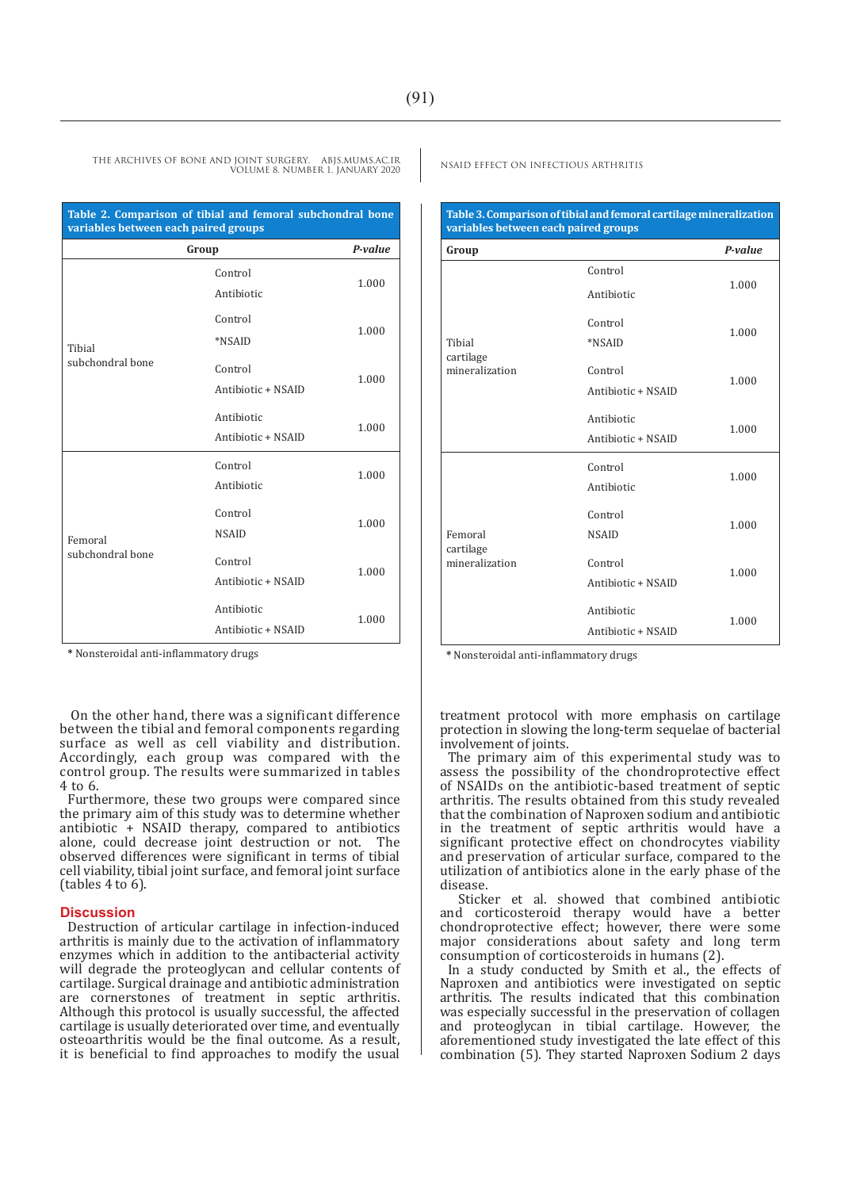**Table 2. Comparison of tibial and femoral subchondral bone variables between each paired groups**

| Group | | *P-value* |
|---|---|---|
| Tibial subchondral bone | Control<br>Antibiotic | 1.000 |
| | Control<br>*NSAID | 1.000 |
| | Control<br>Antibiotic + NSAID | 1.000 |
| | Antibiotic<br>Antibiotic + NSAID | 1.000 |
| Femoral subchondral bone | Control<br>Antibiotic | 1.000 |
| | Control<br>NSAID | 1.000 |
| | Control<br>Antibiotic + NSAID | 1.000 |
| | Antibiotic<br>Antibiotic + NSAID | 1.000 |

\* Nonsteroidal anti-inflammatory drugs

**Table 3. Comparison of tibial and femoral cartilage mineralization variables between each paired groups**

| Group | | *P-value* |
|---|---|---|
| Tibial cartilage mineralization | Control<br>Antibiotic | 1.000 |
| | Control<br>*NSAID | 1.000 |
| | Control<br>Antibiotic + NSAID | 1.000 |
| | Antibiotic<br>Antibiotic + NSAID | 1.000 |
| Femoral cartilage mineralization | Control<br>Antibiotic | 1.000 |
| | Control<br>NSAID | 1.000 |
| | Control<br>Antibiotic + NSAID | 1.000 |
| | Antibiotic<br>Antibiotic + NSAID | 1.000 |

\* Nonsteroidal anti-inflammatory drugs

On the other hand, there was a significant difference between the tibial and femoral components regarding surface as well as cell viability and distribution. Accordingly, each group was compared with the control group. The results were summarized in tables 4 to 6.

Furthermore, these two groups were compared since the primary aim of this study was to determine whether antibiotic + NSAID therapy, compared to antibiotics alone, could decrease joint destruction or not. The observed differences were significant in terms of tibial cell viability, tibial joint surface, and femoral joint surface (tables 4 to 6).

## Discussion

Destruction of articular cartilage in infection-induced arthritis is mainly due to the activation of inflammatory enzymes which in addition to the antibacterial activity will degrade the proteoglycan and cellular contents of cartilage. Surgical drainage and antibiotic administration are cornerstones of treatment in septic arthritis. Although this protocol is usually successful, the affected cartilage is usually deteriorated over time, and eventually osteoarthritis would be the final outcome. As a result, it is beneficial to find approaches to modify the usual treatment protocol with more emphasis on cartilage protection in slowing the long-term sequelae of bacterial involvement of joints.

The primary aim of this experimental study was to assess the possibility of the chondroprotective effect of NSAIDs on the antibiotic-based treatment of septic arthritis. The results obtained from this study revealed that the combination of Naproxen sodium and antibiotic in the treatment of septic arthritis would have a significant protective effect on chondrocytes viability and preservation of articular surface, compared to the utilization of antibiotics alone in the early phase of the disease.

Sticker et al. showed that combined antibiotic and corticosteroid therapy would have a better chondroprotective effect; however, there were some major considerations about safety and long term consumption of corticosteroids in humans (2).

In a study conducted by Smith et al., the effects of Naproxen and antibiotics were investigated on septic arthritis. The results indicated that this combination was especially successful in the preservation of collagen and proteoglycan in tibial cartilage. However, the aforementioned study investigated the late effect of this combination (5). They started Naproxen Sodium 2 days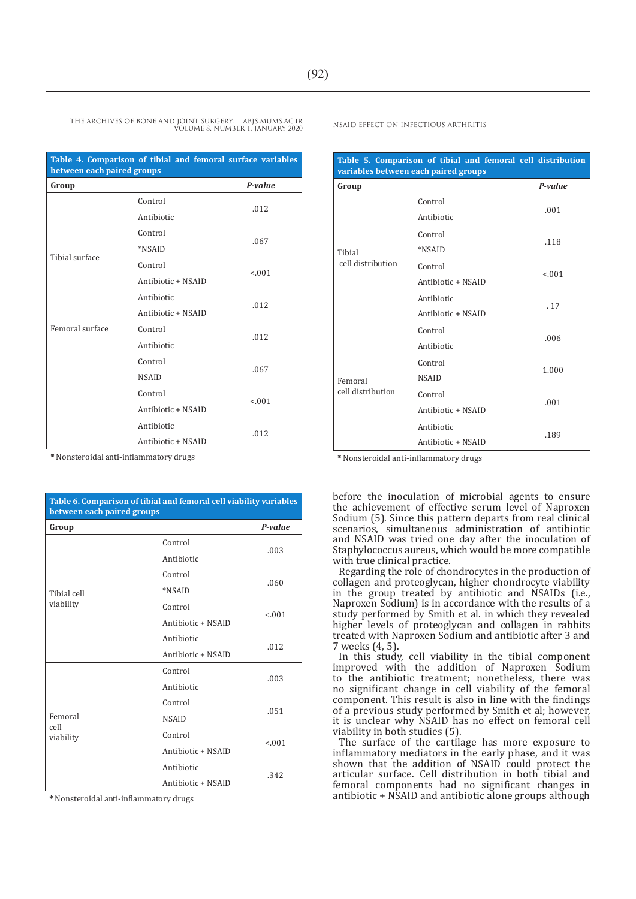**Table 4. Comparison of tibial and femoral surface variables between each paired groups**

| Group | | P-value |
|---|---|---|
| Tibial surface | Control / Antibiotic | .012 |
| | Control / *NSAID | .067 |
| | Control / Antibiotic + NSAID | <.001 |
| | Antibiotic / Antibiotic + NSAID | .012 |
| Femoral surface | Control / Antibiotic | .012 |
| | Control / NSAID | .067 |
| | Control / Antibiotic + NSAID | <.001 |
| | Antibiotic / Antibiotic + NSAID | .012 |

* Nonsteroidal anti-inflammatory drugs

**Table 5. Comparison of tibial and femoral cell distribution variables between each paired groups**

| Group | | P-value |
|---|---|---|
| Tibial cell distribution | Control / Antibiotic | .001 |
| | Control / *NSAID | .118 |
| | Control / Antibiotic + NSAID | <.001 |
| | Antibiotic / Antibiotic + NSAID | . 17 |
| Femoral cell distribution | Control / Antibiotic | .006 |
| | Control / NSAID | 1.000 |
| | Control / Antibiotic + NSAID | .001 |
| | Antibiotic / Antibiotic + NSAID | .189 |

* Nonsteroidal anti-inflammatory drugs

**Table 6. Comparison of tibial and femoral cell viability variables between each paired groups**

| Group | | P-value |
|---|---|---|
| Tibial cell viability | Control / Antibiotic | .003 |
| | Control / *NSAID | .060 |
| | Control / Antibiotic + NSAID | <.001 |
| | Antibiotic / Antibiotic + NSAID | .012 |
| Femoral cell viability | Control / Antibiotic | .003 |
| | Control / NSAID | .051 |
| | Control / Antibiotic + NSAID | <.001 |
| | Antibiotic / Antibiotic + NSAID | .342 |

* Nonsteroidal anti-inflammatory drugs

before the inoculation of microbial agents to ensure the achievement of effective serum level of Naproxen Sodium (5). Since this pattern departs from real clinical scenarios, simultaneous administration of antibiotic and NSAID was tried one day after the inoculation of Staphylococcus aureus, which would be more compatible with true clinical practice.

Regarding the role of chondrocytes in the production of collagen and proteoglycan, higher chondrocyte viability in the group treated by antibiotic and NSAIDs (i.e., Naproxen Sodium) is in accordance with the results of a study performed by Smith et al. in which they revealed higher levels of proteoglycan and collagen in rabbits treated with Naproxen Sodium and antibiotic after 3 and 7 weeks (4, 5).

In this study, cell viability in the tibial component improved with the addition of Naproxen Sodium to the antibiotic treatment; nonetheless, there was no significant change in cell viability of the femoral component. This result is also in line with the findings of a previous study performed by Smith et al; however, it is unclear why NSAID has no effect on femoral cell viability in both studies (5).

The surface of the cartilage has more exposure to inflammatory mediators in the early phase, and it was shown that the addition of NSAID could protect the articular surface. Cell distribution in both tibial and femoral components had no significant changes in antibiotic + NSAID and antibiotic alone groups although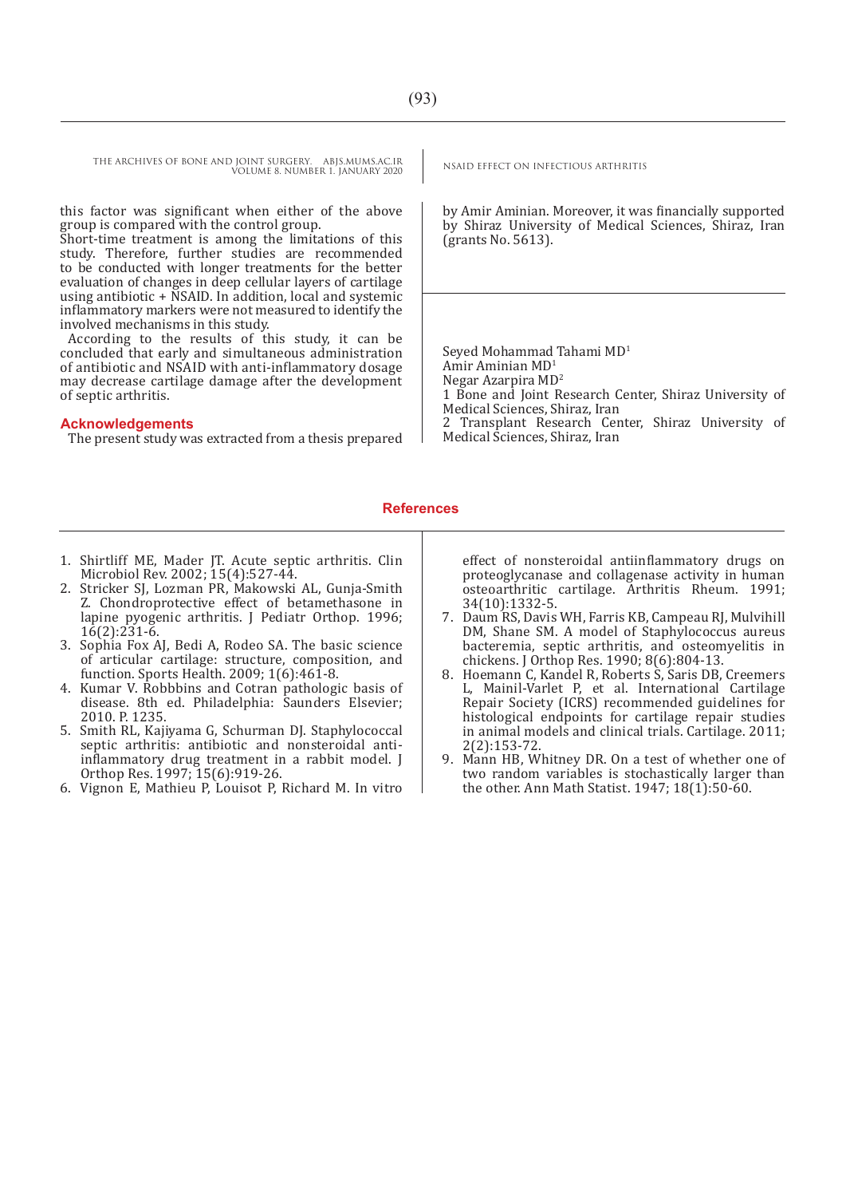this factor was significant when either of the above group is compared with the control group.

Short-time treatment is among the limitations of this study. Therefore, further studies are recommended to be conducted with longer treatments for the better evaluation of changes in deep cellular layers of cartilage using antibiotic + NSAID. In addition, local and systemic inflammatory markers were not measured to identify the involved mechanisms in this study.

According to the results of this study, it can be concluded that early and simultaneous administration of antibiotic and NSAID with anti-inflammatory dosage may decrease cartilage damage after the development of septic arthritis.

## Acknowledgements

The present study was extracted from a thesis prepared by Amir Aminian. Moreover, it was financially supported by Shiraz University of Medical Sciences, Shiraz, Iran (grants No. 5613).

Seyed Mohammad Tahami MD[1]
Amir Aminian MD[1]
Negar Azarpira MD[2]
1 Bone and Joint Research Center, Shiraz University of Medical Sciences, Shiraz, Iran
2 Transplant Research Center, Shiraz University of Medical Sciences, Shiraz, Iran

## References

1. Shirtliff ME, Mader JT. Acute septic arthritis. Clin Microbiol Rev. 2002; 15(4):527-44.
2. Stricker SJ, Lozman PR, Makowski AL, Gunja-Smith Z. Chondroprotective effect of betamethasone in lapine pyogenic arthritis. J Pediatr Orthop. 1996; 16(2):231-6.
3. Sophia Fox AJ, Bedi A, Rodeo SA. The basic science of articular cartilage: structure, composition, and function. Sports Health. 2009; 1(6):461-8.
4. Kumar V. Robbbins and Cotran pathologic basis of disease. 8th ed. Philadelphia: Saunders Elsevier; 2010. P. 1235.
5. Smith RL, Kajiyama G, Schurman DJ. Staphylococcal septic arthritis: antibiotic and nonsteroidal anti-inflammatory drug treatment in a rabbit model. J Orthop Res. 1997; 15(6):919-26.
6. Vignon E, Mathieu P, Louisot P, Richard M. In vitro effect of nonsteroidal antiinflammatory drugs on proteoglycanase and collagenase activity in human osteoarthritic cartilage. Arthritis Rheum. 1991; 34(10):1332-5.
7. Daum RS, Davis WH, Farris KB, Campeau RJ, Mulvihill DM, Shane SM. A model of Staphylococcus aureus bacteremia, septic arthritis, and osteomyelitis in chickens. J Orthop Res. 1990; 8(6):804-13.
8. Hoemann C, Kandel R, Roberts S, Saris DB, Creemers L, Mainil-Varlet P, et al. International Cartilage Repair Society (ICRS) recommended guidelines for histological endpoints for cartilage repair studies in animal models and clinical trials. Cartilage. 2011; 2(2):153-72.
9. Mann HB, Whitney DR. On a test of whether one of two random variables is stochastically larger than the other. Ann Math Statist. 1947; 18(1):50-60.